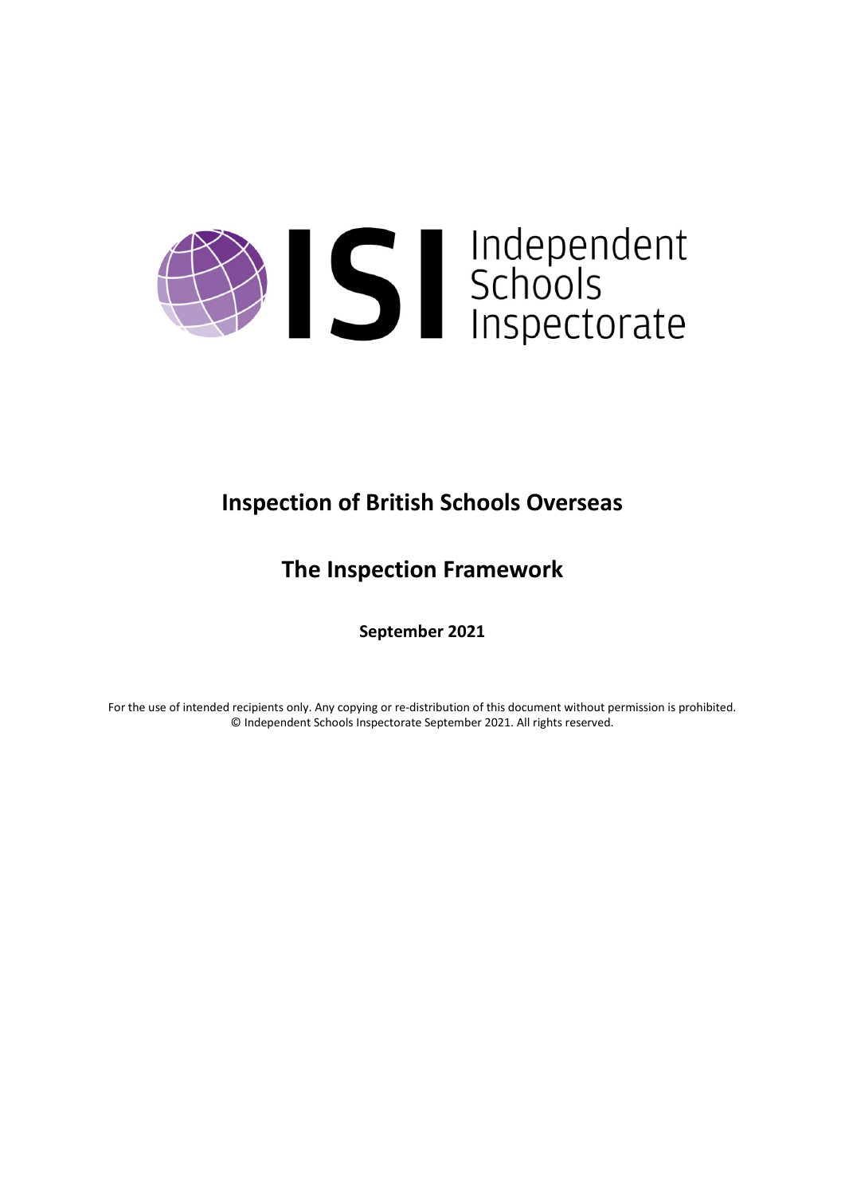Independent Schools Inspectorate

# Inspection of British Schools Overseas

# The Inspection Framework

**September 2021**

For the use of intended recipients only. Any copying or re-distribution of this document without permission is prohibited.
© Independent Schools Inspectorate September 2021. All rights reserved.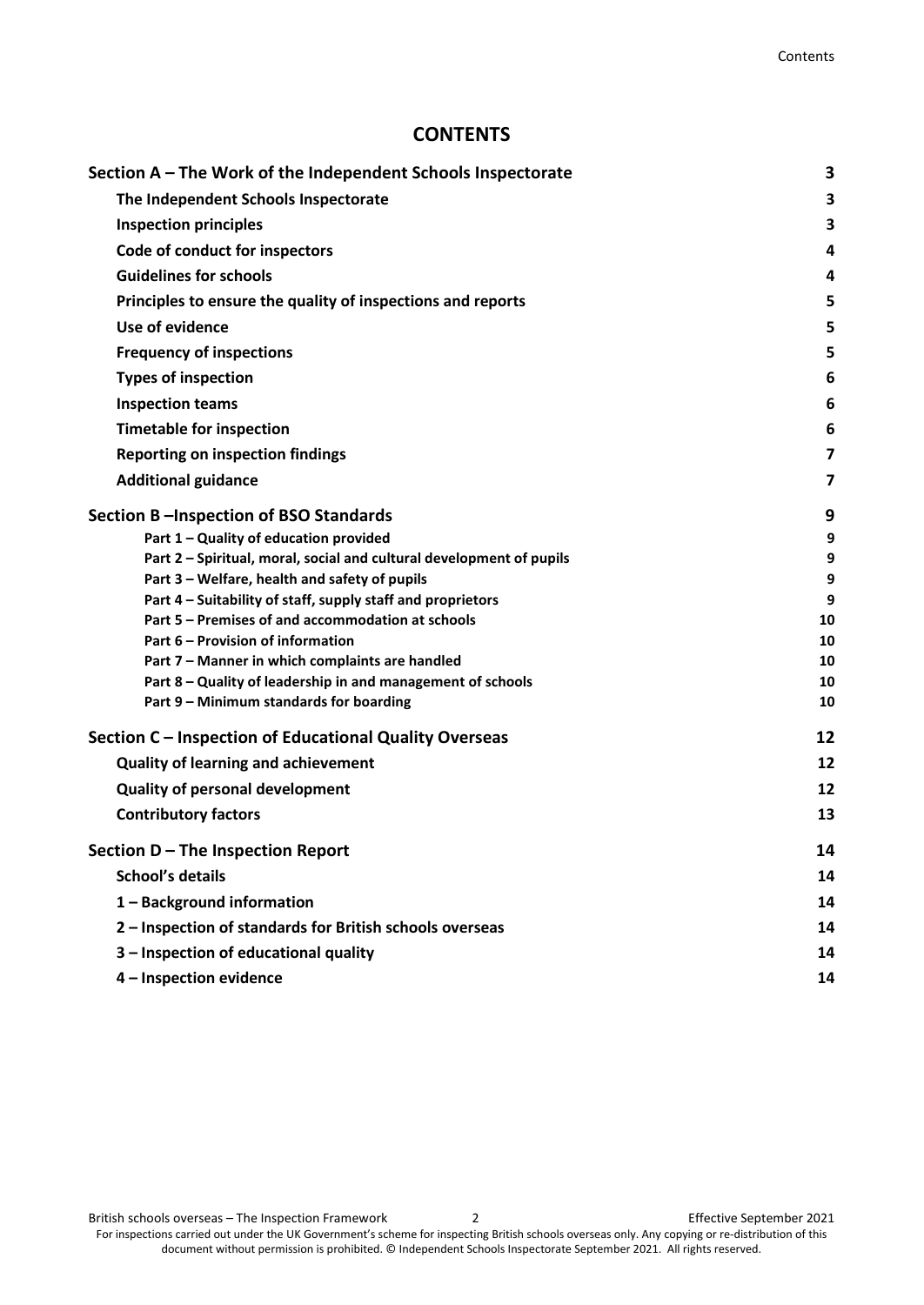# CONTENTS

| | |
|---|---|
| **Section A – The Work of the Independent Schools Inspectorate** | **3** |
| **The Independent Schools Inspectorate** | **3** |
| **Inspection principles** | **3** |
| **Code of conduct for inspectors** | **4** |
| **Guidelines for schools** | **4** |
| **Principles to ensure the quality of inspections and reports** | **5** |
| **Use of evidence** | **5** |
| **Frequency of inspections** | **5** |
| **Types of inspection** | **6** |
| **Inspection teams** | **6** |
| **Timetable for inspection** | **6** |
| **Reporting on inspection findings** | **7** |
| **Additional guidance** | **7** |
| **Section B –Inspection of BSO Standards** | **9** |
| **Part 1 – Quality of education provided** | **9** |
| **Part 2 – Spiritual, moral, social and cultural development of pupils** | **9** |
| **Part 3 – Welfare, health and safety of pupils** | **9** |
| **Part 4 – Suitability of staff, supply staff and proprietors** | **9** |
| **Part 5 – Premises of and accommodation at schools** | **10** |
| **Part 6 – Provision of information** | **10** |
| **Part 7 – Manner in which complaints are handled** | **10** |
| **Part 8 – Quality of leadership in and management of schools** | **10** |
| **Part 9 – Minimum standards for boarding** | **10** |
| **Section C – Inspection of Educational Quality Overseas** | **12** |
| **Quality of learning and achievement** | **12** |
| **Quality of personal development** | **12** |
| **Contributory factors** | **13** |
| **Section D – The Inspection Report** | **14** |
| **School's details** | **14** |
| **1 – Background information** | **14** |
| **2 – Inspection of standards for British schools overseas** | **14** |
| **3 – Inspection of educational quality** | **14** |
| **4 – Inspection evidence** | **14** |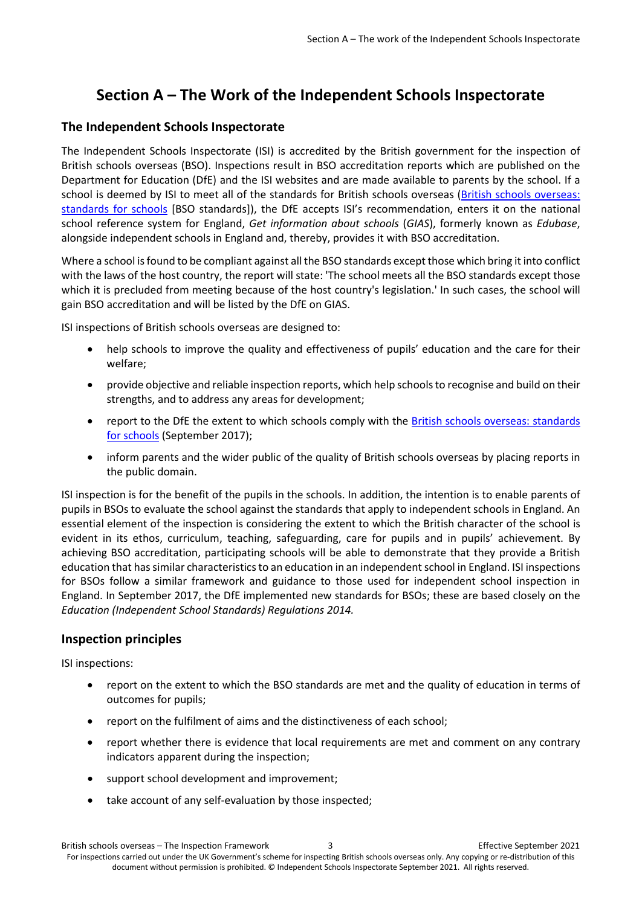# Section A – The Work of the Independent Schools Inspectorate

## The Independent Schools Inspectorate

The Independent Schools Inspectorate (ISI) is accredited by the British government for the inspection of British schools overseas (BSO). Inspections result in BSO accreditation reports which are published on the Department for Education (DfE) and the ISI websites and are made available to parents by the school. If a school is deemed by ISI to meet all of the standards for British schools overseas ([British schools overseas: standards for schools]() [BSO standards]), the DfE accepts ISI's recommendation, enters it on the national school reference system for England, *Get information about schools* (*GIAS*), formerly known as *Edubase*, alongside independent schools in England and, thereby, provides it with BSO accreditation.

Where a school is found to be compliant against all the BSO standards except those which bring it into conflict with the laws of the host country, the report will state: 'The school meets all the BSO standards except those which it is precluded from meeting because of the host country's legislation.' In such cases, the school will gain BSO accreditation and will be listed by the DfE on GIAS.

ISI inspections of British schools overseas are designed to:

- help schools to improve the quality and effectiveness of pupils' education and the care for their welfare;
- provide objective and reliable inspection reports, which help schools to recognise and build on their strengths, and to address any areas for development;
- report to the DfE the extent to which schools comply with the [British schools overseas: standards for schools]() (September 2017);
- inform parents and the wider public of the quality of British schools overseas by placing reports in the public domain.

ISI inspection is for the benefit of the pupils in the schools. In addition, the intention is to enable parents of pupils in BSOs to evaluate the school against the standards that apply to independent schools in England. An essential element of the inspection is considering the extent to which the British character of the school is evident in its ethos, curriculum, teaching, safeguarding, care for pupils and in pupils' achievement. By achieving BSO accreditation, participating schools will be able to demonstrate that they provide a British education that has similar characteristics to an education in an independent school in England. ISI inspections for BSOs follow a similar framework and guidance to those used for independent school inspection in England. In September 2017, the DfE implemented new standards for BSOs; these are based closely on the *Education (Independent School Standards) Regulations 2014.*

## Inspection principles

ISI inspections:

- report on the extent to which the BSO standards are met and the quality of education in terms of outcomes for pupils;
- report on the fulfilment of aims and the distinctiveness of each school;
- report whether there is evidence that local requirements are met and comment on any contrary indicators apparent during the inspection;
- support school development and improvement;
- take account of any self-evaluation by those inspected;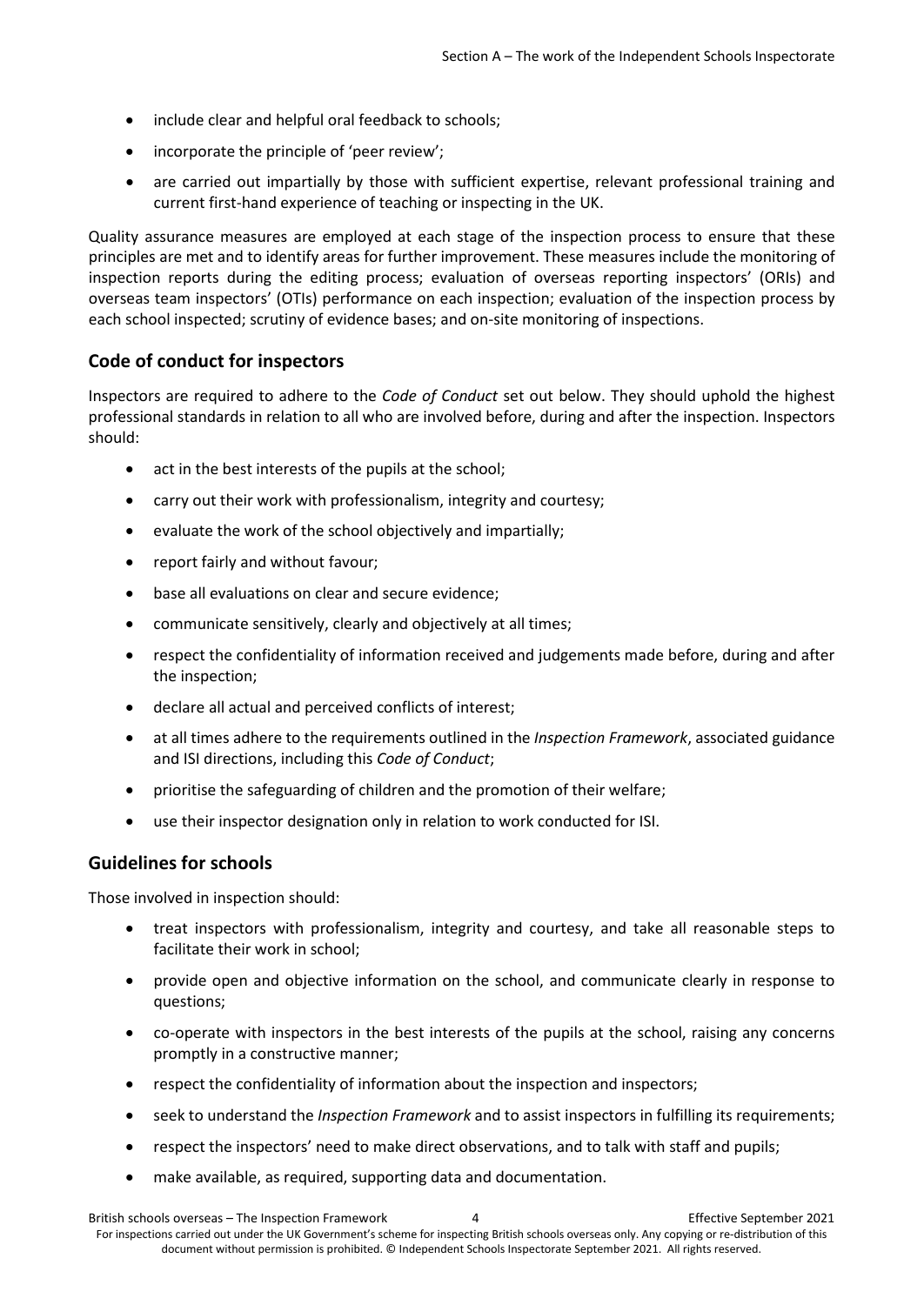- include clear and helpful oral feedback to schools;
- incorporate the principle of 'peer review';
- are carried out impartially by those with sufficient expertise, relevant professional training and current first-hand experience of teaching or inspecting in the UK.

Quality assurance measures are employed at each stage of the inspection process to ensure that these principles are met and to identify areas for further improvement. These measures include the monitoring of inspection reports during the editing process; evaluation of overseas reporting inspectors' (ORIs) and overseas team inspectors' (OTIs) performance on each inspection; evaluation of the inspection process by each school inspected; scrutiny of evidence bases; and on-site monitoring of inspections.

## Code of conduct for inspectors

Inspectors are required to adhere to the *Code of Conduct* set out below. They should uphold the highest professional standards in relation to all who are involved before, during and after the inspection. Inspectors should:

- act in the best interests of the pupils at the school;
- carry out their work with professionalism, integrity and courtesy;
- evaluate the work of the school objectively and impartially;
- report fairly and without favour;
- base all evaluations on clear and secure evidence;
- communicate sensitively, clearly and objectively at all times;
- respect the confidentiality of information received and judgements made before, during and after the inspection;
- declare all actual and perceived conflicts of interest;
- at all times adhere to the requirements outlined in the *Inspection Framework*, associated guidance and ISI directions, including this *Code of Conduct*;
- prioritise the safeguarding of children and the promotion of their welfare;
- use their inspector designation only in relation to work conducted for ISI.

## Guidelines for schools

Those involved in inspection should:

- treat inspectors with professionalism, integrity and courtesy, and take all reasonable steps to facilitate their work in school;
- provide open and objective information on the school, and communicate clearly in response to questions;
- co-operate with inspectors in the best interests of the pupils at the school, raising any concerns promptly in a constructive manner;
- respect the confidentiality of information about the inspection and inspectors;
- seek to understand the *Inspection Framework* and to assist inspectors in fulfilling its requirements;
- respect the inspectors' need to make direct observations, and to talk with staff and pupils;
- make available, as required, supporting data and documentation.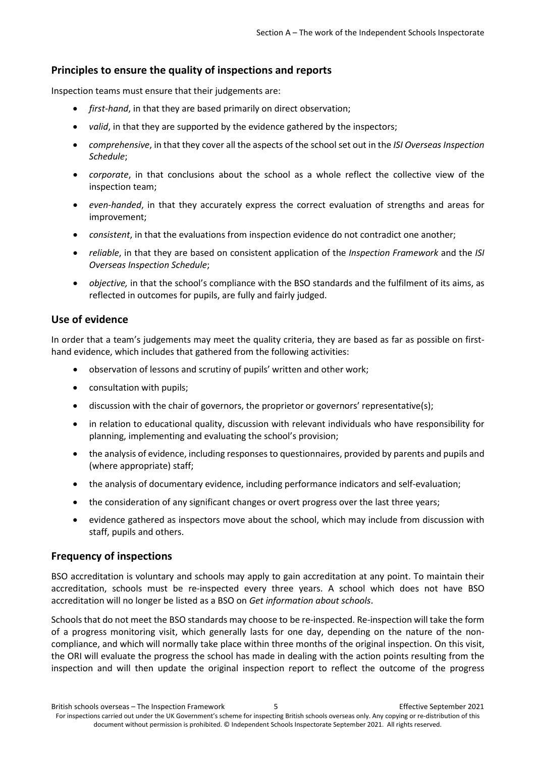## Principles to ensure the quality of inspections and reports

Inspection teams must ensure that their judgements are:

- *first-hand*, in that they are based primarily on direct observation;
- *valid*, in that they are supported by the evidence gathered by the inspectors;
- *comprehensive*, in that they cover all the aspects of the school set out in the *ISI Overseas Inspection Schedule*;
- *corporate*, in that conclusions about the school as a whole reflect the collective view of the inspection team;
- *even-handed*, in that they accurately express the correct evaluation of strengths and areas for improvement;
- *consistent*, in that the evaluations from inspection evidence do not contradict one another;
- *reliable*, in that they are based on consistent application of the *Inspection Framework* and the *ISI Overseas Inspection Schedule*;
- *objective,* in that the school's compliance with the BSO standards and the fulfilment of its aims, as reflected in outcomes for pupils, are fully and fairly judged.

## Use of evidence

In order that a team's judgements may meet the quality criteria, they are based as far as possible on first-hand evidence, which includes that gathered from the following activities:

- observation of lessons and scrutiny of pupils' written and other work;
- consultation with pupils;
- discussion with the chair of governors, the proprietor or governors' representative(s);
- in relation to educational quality, discussion with relevant individuals who have responsibility for planning, implementing and evaluating the school's provision;
- the analysis of evidence, including responses to questionnaires, provided by parents and pupils and (where appropriate) staff;
- the analysis of documentary evidence, including performance indicators and self-evaluation;
- the consideration of any significant changes or overt progress over the last three years;
- evidence gathered as inspectors move about the school, which may include from discussion with staff, pupils and others.

## Frequency of inspections

BSO accreditation is voluntary and schools may apply to gain accreditation at any point. To maintain their accreditation, schools must be re-inspected every three years. A school which does not have BSO accreditation will no longer be listed as a BSO on *Get information about schools*.

Schools that do not meet the BSO standards may choose to be re-inspected. Re-inspection will take the form of a progress monitoring visit, which generally lasts for one day, depending on the nature of the non-compliance, and which will normally take place within three months of the original inspection. On this visit, the ORI will evaluate the progress the school has made in dealing with the action points resulting from the inspection and will then update the original inspection report to reflect the outcome of the progress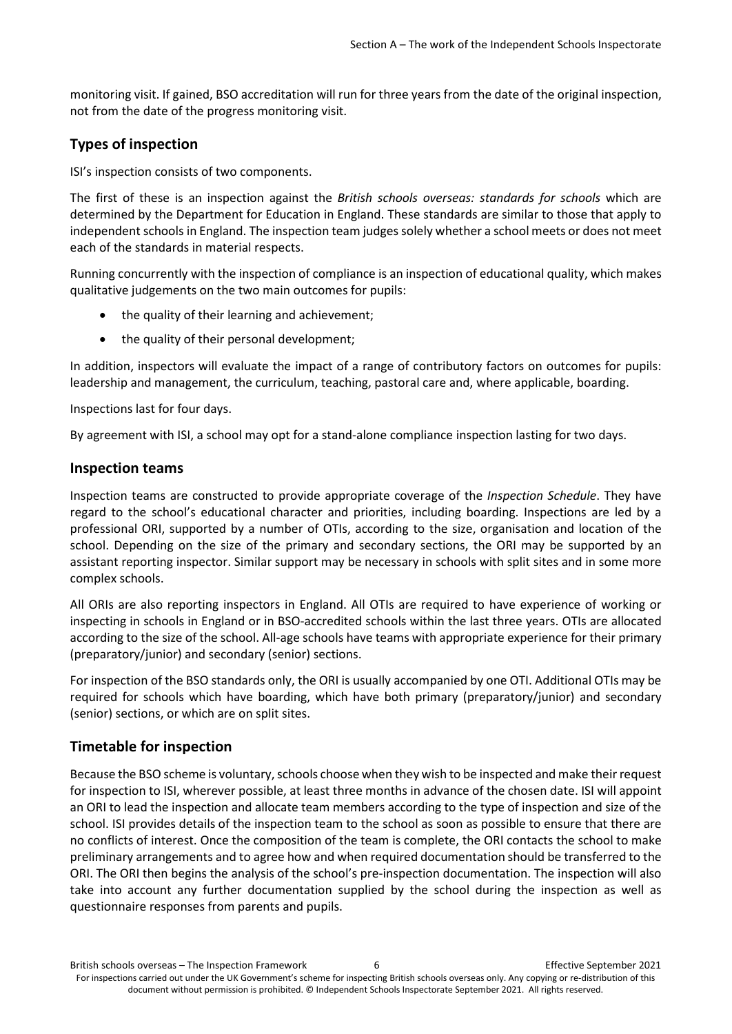monitoring visit. If gained, BSO accreditation will run for three years from the date of the original inspection, not from the date of the progress monitoring visit.

## Types of inspection

ISI's inspection consists of two components.

The first of these is an inspection against the *British schools overseas: standards for schools* which are determined by the Department for Education in England. These standards are similar to those that apply to independent schools in England. The inspection team judges solely whether a school meets or does not meet each of the standards in material respects.

Running concurrently with the inspection of compliance is an inspection of educational quality, which makes qualitative judgements on the two main outcomes for pupils:

- the quality of their learning and achievement;
- the quality of their personal development;

In addition, inspectors will evaluate the impact of a range of contributory factors on outcomes for pupils: leadership and management, the curriculum, teaching, pastoral care and, where applicable, boarding.

Inspections last for four days.

By agreement with ISI, a school may opt for a stand-alone compliance inspection lasting for two days.

## Inspection teams

Inspection teams are constructed to provide appropriate coverage of the *Inspection Schedule*. They have regard to the school's educational character and priorities, including boarding. Inspections are led by a professional ORI, supported by a number of OTIs, according to the size, organisation and location of the school. Depending on the size of the primary and secondary sections, the ORI may be supported by an assistant reporting inspector. Similar support may be necessary in schools with split sites and in some more complex schools.

All ORIs are also reporting inspectors in England. All OTIs are required to have experience of working or inspecting in schools in England or in BSO-accredited schools within the last three years. OTIs are allocated according to the size of the school. All-age schools have teams with appropriate experience for their primary (preparatory/junior) and secondary (senior) sections.

For inspection of the BSO standards only, the ORI is usually accompanied by one OTI. Additional OTIs may be required for schools which have boarding, which have both primary (preparatory/junior) and secondary (senior) sections, or which are on split sites.

## Timetable for inspection

Because the BSO scheme is voluntary, schools choose when they wish to be inspected and make their request for inspection to ISI, wherever possible, at least three months in advance of the chosen date. ISI will appoint an ORI to lead the inspection and allocate team members according to the type of inspection and size of the school. ISI provides details of the inspection team to the school as soon as possible to ensure that there are no conflicts of interest. Once the composition of the team is complete, the ORI contacts the school to make preliminary arrangements and to agree how and when required documentation should be transferred to the ORI. The ORI then begins the analysis of the school's pre-inspection documentation. The inspection will also take into account any further documentation supplied by the school during the inspection as well as questionnaire responses from parents and pupils.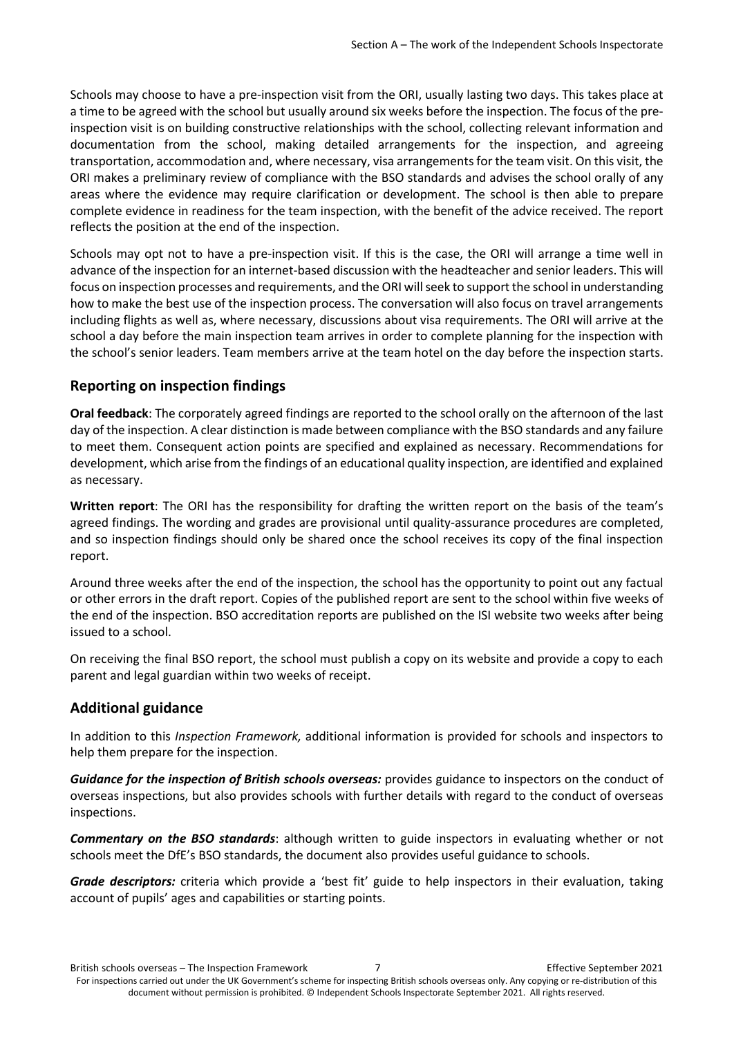Schools may choose to have a pre-inspection visit from the ORI, usually lasting two days. This takes place at a time to be agreed with the school but usually around six weeks before the inspection. The focus of the pre-inspection visit is on building constructive relationships with the school, collecting relevant information and documentation from the school, making detailed arrangements for the inspection, and agreeing transportation, accommodation and, where necessary, visa arrangements for the team visit. On this visit, the ORI makes a preliminary review of compliance with the BSO standards and advises the school orally of any areas where the evidence may require clarification or development. The school is then able to prepare complete evidence in readiness for the team inspection, with the benefit of the advice received. The report reflects the position at the end of the inspection.

Schools may opt not to have a pre-inspection visit. If this is the case, the ORI will arrange a time well in advance of the inspection for an internet-based discussion with the headteacher and senior leaders. This will focus on inspection processes and requirements, and the ORI will seek to support the school in understanding how to make the best use of the inspection process. The conversation will also focus on travel arrangements including flights as well as, where necessary, discussions about visa requirements. The ORI will arrive at the school a day before the main inspection team arrives in order to complete planning for the inspection with the school's senior leaders. Team members arrive at the team hotel on the day before the inspection starts.

## Reporting on inspection findings

**Oral feedback**: The corporately agreed findings are reported to the school orally on the afternoon of the last day of the inspection. A clear distinction is made between compliance with the BSO standards and any failure to meet them. Consequent action points are specified and explained as necessary. Recommendations for development, which arise from the findings of an educational quality inspection, are identified and explained as necessary.

**Written report**: The ORI has the responsibility for drafting the written report on the basis of the team's agreed findings. The wording and grades are provisional until quality-assurance procedures are completed, and so inspection findings should only be shared once the school receives its copy of the final inspection report.

Around three weeks after the end of the inspection, the school has the opportunity to point out any factual or other errors in the draft report. Copies of the published report are sent to the school within five weeks of the end of the inspection. BSO accreditation reports are published on the ISI website two weeks after being issued to a school.

On receiving the final BSO report, the school must publish a copy on its website and provide a copy to each parent and legal guardian within two weeks of receipt.

## Additional guidance

In addition to this *Inspection Framework,* additional information is provided for schools and inspectors to help them prepare for the inspection.

***Guidance for the inspection of British schools overseas:*** provides guidance to inspectors on the conduct of overseas inspections, but also provides schools with further details with regard to the conduct of overseas inspections.

***Commentary on the BSO standards***: although written to guide inspectors in evaluating whether or not schools meet the DfE's BSO standards, the document also provides useful guidance to schools.

***Grade descriptors:*** criteria which provide a 'best fit' guide to help inspectors in their evaluation, taking account of pupils' ages and capabilities or starting points.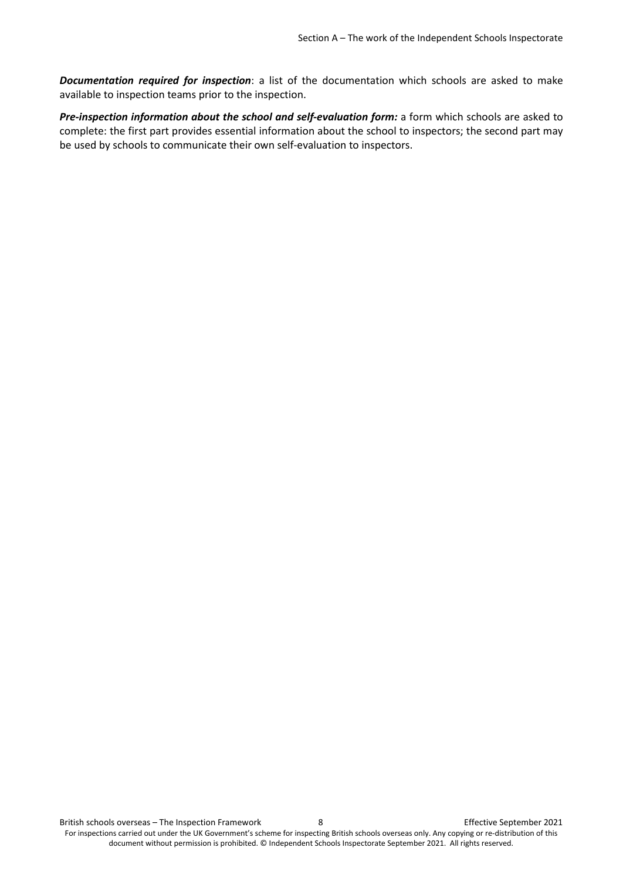***Documentation required for inspection***: a list of the documentation which schools are asked to make available to inspection teams prior to the inspection.

***Pre-inspection information about the school and self-evaluation form:*** a form which schools are asked to complete: the first part provides essential information about the school to inspectors; the second part may be used by schools to communicate their own self-evaluation to inspectors.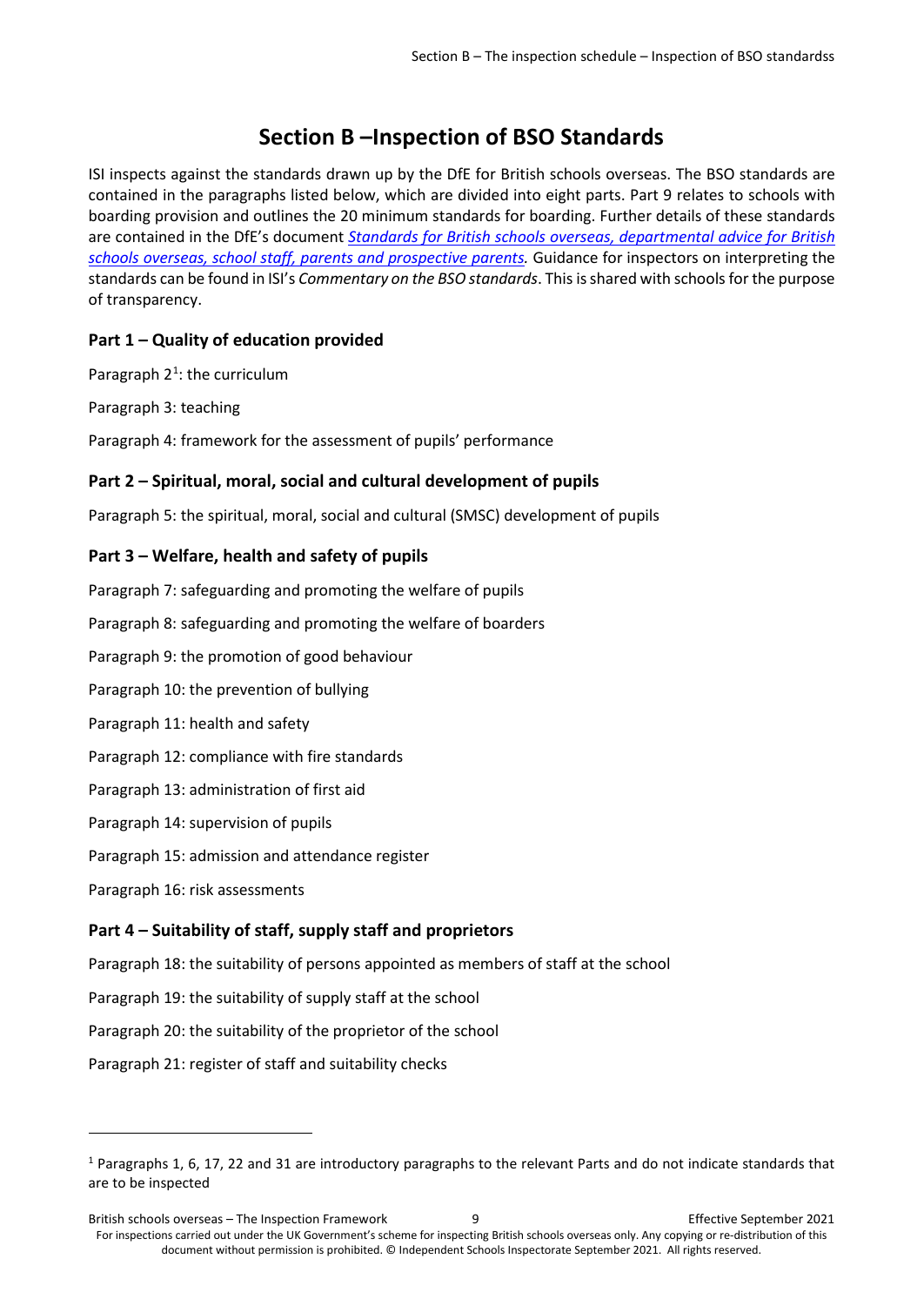# Section B –Inspection of BSO Standards

ISI inspects against the standards drawn up by the DfE for British schools overseas. The BSO standards are contained in the paragraphs listed below, which are divided into eight parts. Part 9 relates to schools with boarding provision and outlines the 20 minimum standards for boarding. Further details of these standards are contained in the DfE's document *Standards for British schools overseas, departmental advice for British schools overseas, school staff, parents and prospective parents.* Guidance for inspectors on interpreting the standards can be found in ISI's *Commentary on the BSO standards*. This is shared with schools for the purpose of transparency.

### Part 1 – Quality of education provided

Paragraph 2[1]: the curriculum

Paragraph 3: teaching

Paragraph 4: framework for the assessment of pupils' performance

### Part 2 – Spiritual, moral, social and cultural development of pupils

Paragraph 5: the spiritual, moral, social and cultural (SMSC) development of pupils

### Part 3 – Welfare, health and safety of pupils

Paragraph 7: safeguarding and promoting the welfare of pupils

Paragraph 8: safeguarding and promoting the welfare of boarders

Paragraph 9: the promotion of good behaviour

Paragraph 10: the prevention of bullying

Paragraph 11: health and safety

Paragraph 12: compliance with fire standards

Paragraph 13: administration of first aid

Paragraph 14: supervision of pupils

Paragraph 15: admission and attendance register

Paragraph 16: risk assessments

### Part 4 – Suitability of staff, supply staff and proprietors

Paragraph 18: the suitability of persons appointed as members of staff at the school

Paragraph 19: the suitability of supply staff at the school

Paragraph 20: the suitability of the proprietor of the school

Paragraph 21: register of staff and suitability checks

---

[1] Paragraphs 1, 6, 17, 22 and 31 are introductory paragraphs to the relevant Parts and do not indicate standards that are to be inspected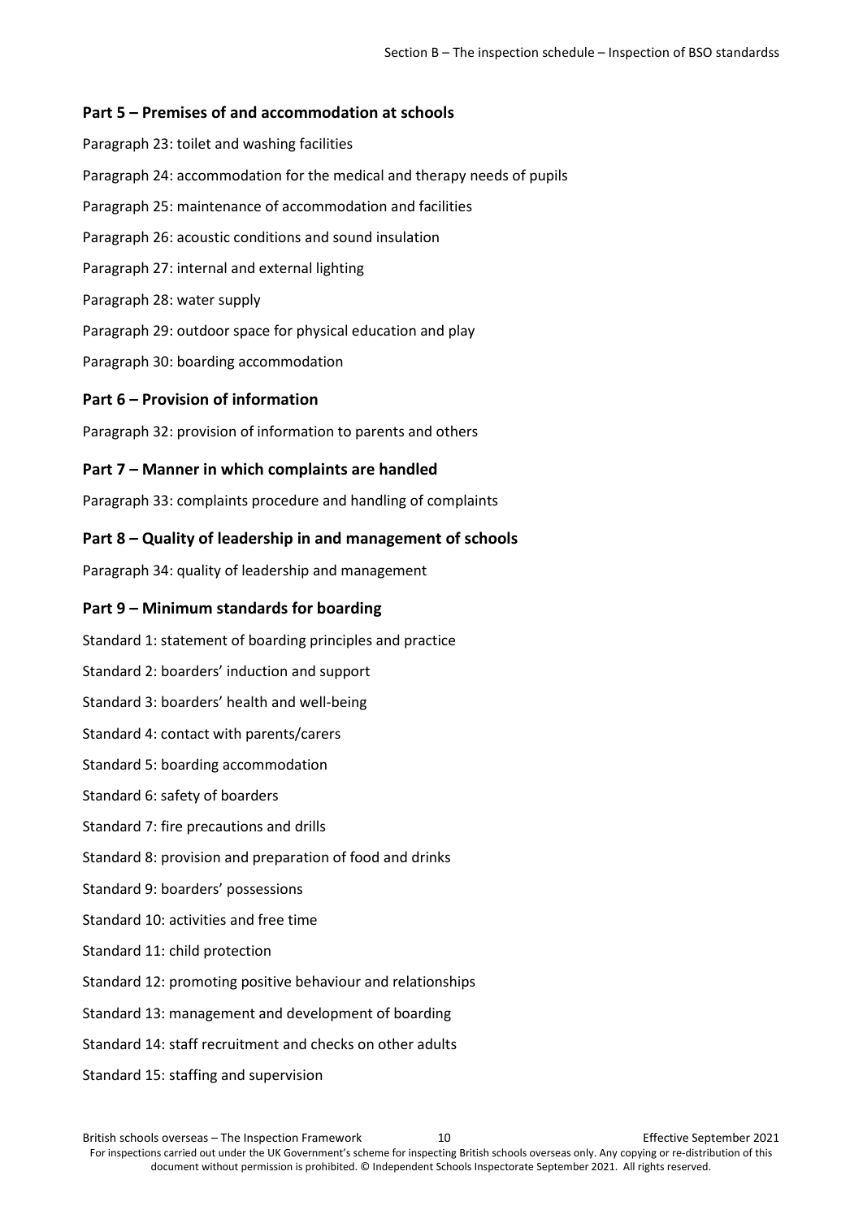### Part 5 – Premises of and accommodation at schools

Paragraph 23: toilet and washing facilities

Paragraph 24: accommodation for the medical and therapy needs of pupils

Paragraph 25: maintenance of accommodation and facilities

Paragraph 26: acoustic conditions and sound insulation

Paragraph 27: internal and external lighting

Paragraph 28: water supply

Paragraph 29: outdoor space for physical education and play

Paragraph 30: boarding accommodation

### Part 6 – Provision of information

Paragraph 32: provision of information to parents and others

### Part 7 – Manner in which complaints are handled

Paragraph 33: complaints procedure and handling of complaints

### Part 8 – Quality of leadership in and management of schools

Paragraph 34: quality of leadership and management

### Part 9 – Minimum standards for boarding

Standard 1: statement of boarding principles and practice

Standard 2: boarders' induction and support

Standard 3: boarders' health and well-being

Standard 4: contact with parents/carers

Standard 5: boarding accommodation

Standard 6: safety of boarders

Standard 7: fire precautions and drills

Standard 8: provision and preparation of food and drinks

Standard 9: boarders' possessions

Standard 10: activities and free time

Standard 11: child protection

Standard 12: promoting positive behaviour and relationships

Standard 13: management and development of boarding

Standard 14: staff recruitment and checks on other adults

Standard 15: staffing and supervision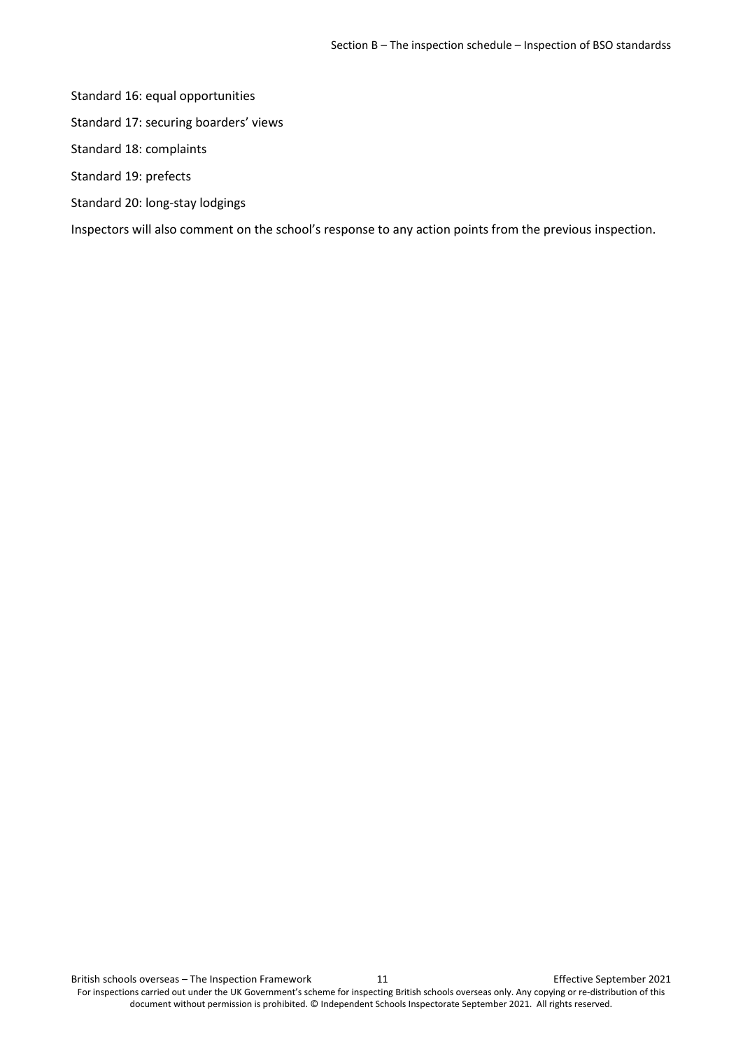Standard 16: equal opportunities

Standard 17: securing boarders' views

Standard 18: complaints

Standard 19: prefects

Standard 20: long-stay lodgings

Inspectors will also comment on the school's response to any action points from the previous inspection.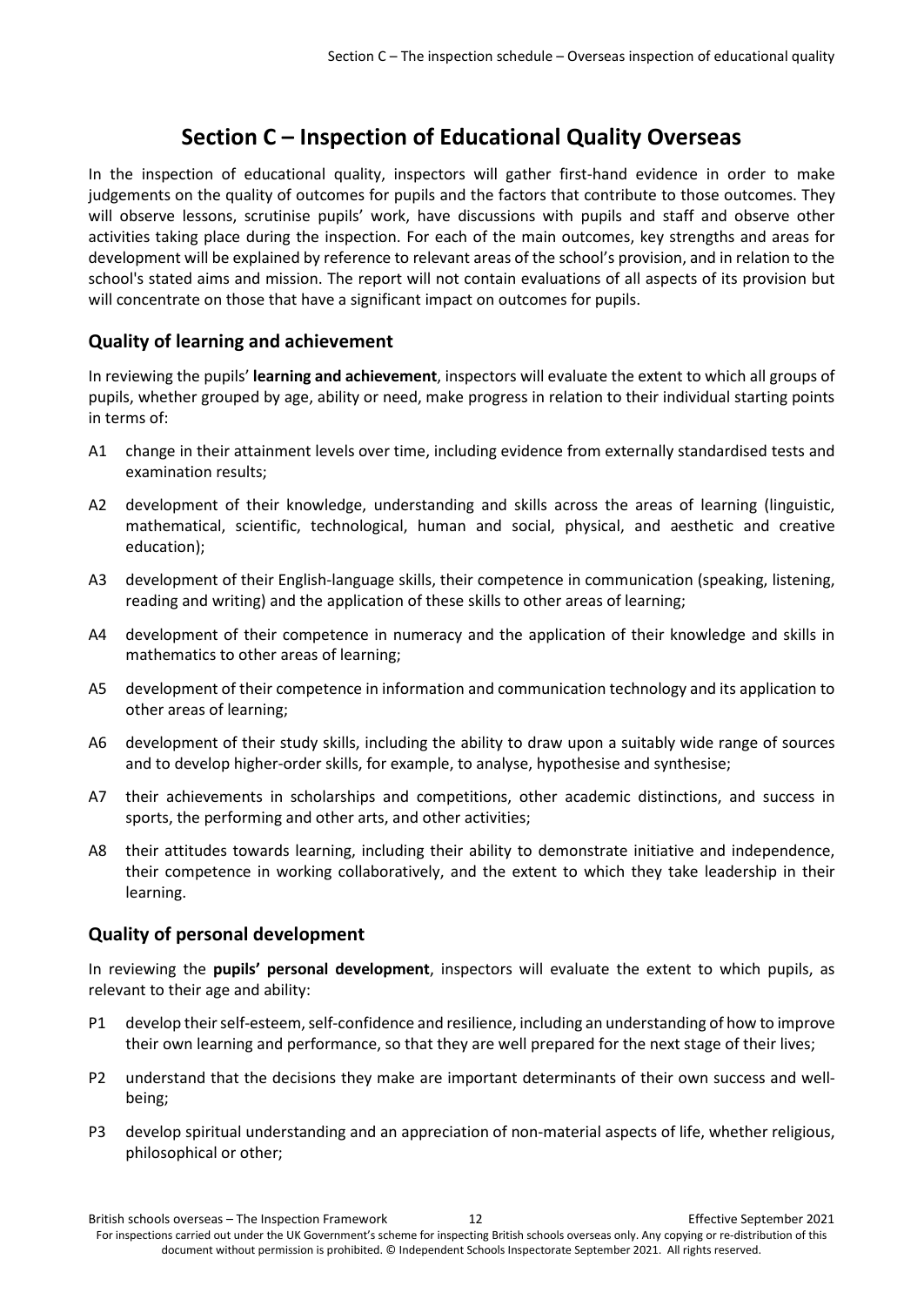## Section C – Inspection of Educational Quality Overseas

In the inspection of educational quality, inspectors will gather first-hand evidence in order to make judgements on the quality of outcomes for pupils and the factors that contribute to those outcomes. They will observe lessons, scrutinise pupils' work, have discussions with pupils and staff and observe other activities taking place during the inspection. For each of the main outcomes, key strengths and areas for development will be explained by reference to relevant areas of the school's provision, and in relation to the school's stated aims and mission. The report will not contain evaluations of all aspects of its provision but will concentrate on those that have a significant impact on outcomes for pupils.

### Quality of learning and achievement

In reviewing the pupils' **learning and achievement**, inspectors will evaluate the extent to which all groups of pupils, whether grouped by age, ability or need, make progress in relation to their individual starting points in terms of:

- A1 change in their attainment levels over time, including evidence from externally standardised tests and examination results;
- A2 development of their knowledge, understanding and skills across the areas of learning (linguistic, mathematical, scientific, technological, human and social, physical, and aesthetic and creative education);
- A3 development of their English-language skills, their competence in communication (speaking, listening, reading and writing) and the application of these skills to other areas of learning;
- A4 development of their competence in numeracy and the application of their knowledge and skills in mathematics to other areas of learning;
- A5 development of their competence in information and communication technology and its application to other areas of learning;
- A6 development of their study skills, including the ability to draw upon a suitably wide range of sources and to develop higher-order skills, for example, to analyse, hypothesise and synthesise;
- A7 their achievements in scholarships and competitions, other academic distinctions, and success in sports, the performing and other arts, and other activities;
- A8 their attitudes towards learning, including their ability to demonstrate initiative and independence, their competence in working collaboratively, and the extent to which they take leadership in their learning.

### Quality of personal development

In reviewing the **pupils' personal development**, inspectors will evaluate the extent to which pupils, as relevant to their age and ability:

- P1 develop their self-esteem, self-confidence and resilience, including an understanding of how to improve their own learning and performance, so that they are well prepared for the next stage of their lives;
- P2 understand that the decisions they make are important determinants of their own success and well-being;
- P3 develop spiritual understanding and an appreciation of non-material aspects of life, whether religious, philosophical or other;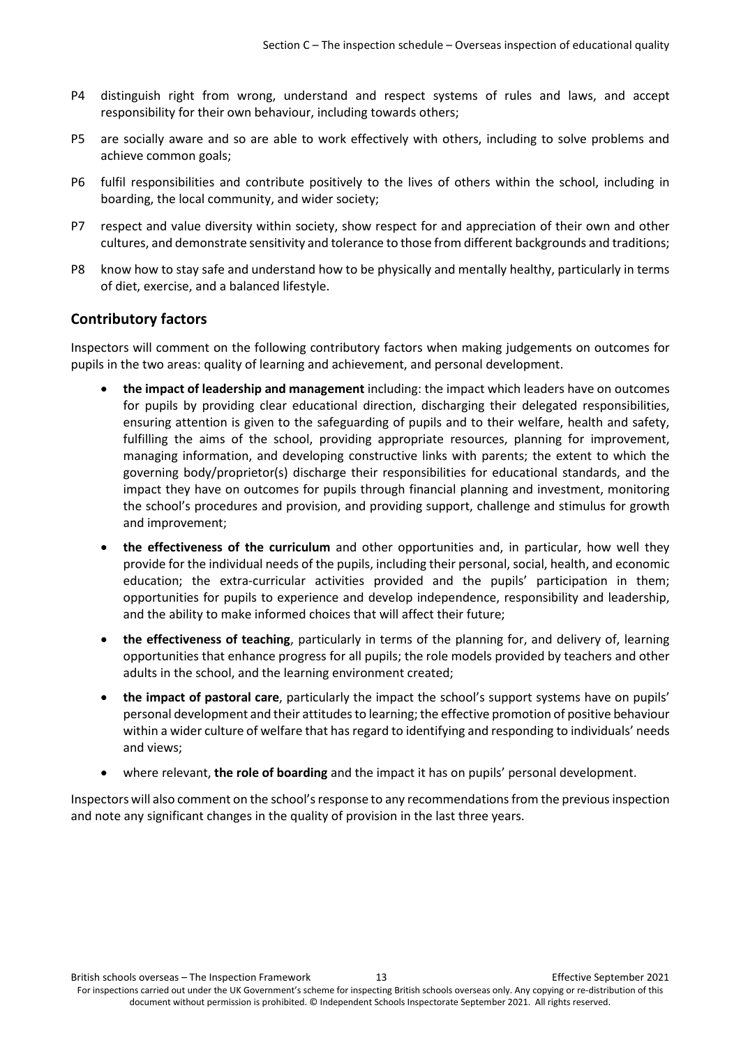P4 distinguish right from wrong, understand and respect systems of rules and laws, and accept responsibility for their own behaviour, including towards others;

P5 are socially aware and so are able to work effectively with others, including to solve problems and achieve common goals;

P6 fulfil responsibilities and contribute positively to the lives of others within the school, including in boarding, the local community, and wider society;

P7 respect and value diversity within society, show respect for and appreciation of their own and other cultures, and demonstrate sensitivity and tolerance to those from different backgrounds and traditions;

P8 know how to stay safe and understand how to be physically and mentally healthy, particularly in terms of diet, exercise, and a balanced lifestyle.

## Contributory factors

Inspectors will comment on the following contributory factors when making judgements on outcomes for pupils in the two areas: quality of learning and achievement, and personal development.

- **the impact of leadership and management** including: the impact which leaders have on outcomes for pupils by providing clear educational direction, discharging their delegated responsibilities, ensuring attention is given to the safeguarding of pupils and to their welfare, health and safety, fulfilling the aims of the school, providing appropriate resources, planning for improvement, managing information, and developing constructive links with parents; the extent to which the governing body/proprietor(s) discharge their responsibilities for educational standards, and the impact they have on outcomes for pupils through financial planning and investment, monitoring the school's procedures and provision, and providing support, challenge and stimulus for growth and improvement;
- **the effectiveness of the curriculum** and other opportunities and, in particular, how well they provide for the individual needs of the pupils, including their personal, social, health, and economic education; the extra-curricular activities provided and the pupils' participation in them; opportunities for pupils to experience and develop independence, responsibility and leadership, and the ability to make informed choices that will affect their future;
- **the effectiveness of teaching**, particularly in terms of the planning for, and delivery of, learning opportunities that enhance progress for all pupils; the role models provided by teachers and other adults in the school, and the learning environment created;
- **the impact of pastoral care**, particularly the impact the school's support systems have on pupils' personal development and their attitudes to learning; the effective promotion of positive behaviour within a wider culture of welfare that has regard to identifying and responding to individuals' needs and views;
- where relevant, **the role of boarding** and the impact it has on pupils' personal development.

Inspectors will also comment on the school's response to any recommendations from the previous inspection and note any significant changes in the quality of provision in the last three years.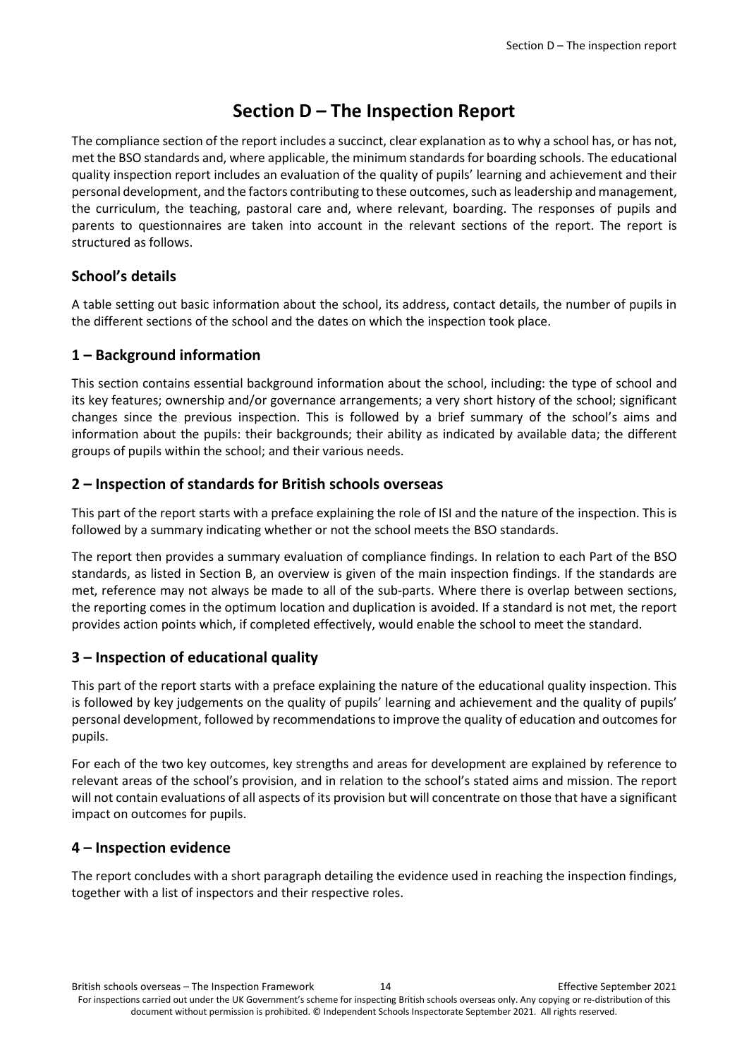# Section D – The Inspection Report

The compliance section of the report includes a succinct, clear explanation as to why a school has, or has not, met the BSO standards and, where applicable, the minimum standards for boarding schools. The educational quality inspection report includes an evaluation of the quality of pupils' learning and achievement and their personal development, and the factors contributing to these outcomes, such as leadership and management, the curriculum, the teaching, pastoral care and, where relevant, boarding. The responses of pupils and parents to questionnaires are taken into account in the relevant sections of the report. The report is structured as follows.

## School's details

A table setting out basic information about the school, its address, contact details, the number of pupils in the different sections of the school and the dates on which the inspection took place.

## 1 – Background information

This section contains essential background information about the school, including: the type of school and its key features; ownership and/or governance arrangements; a very short history of the school; significant changes since the previous inspection. This is followed by a brief summary of the school's aims and information about the pupils: their backgrounds; their ability as indicated by available data; the different groups of pupils within the school; and their various needs.

## 2 – Inspection of standards for British schools overseas

This part of the report starts with a preface explaining the role of ISI and the nature of the inspection. This is followed by a summary indicating whether or not the school meets the BSO standards.

The report then provides a summary evaluation of compliance findings. In relation to each Part of the BSO standards, as listed in Section B, an overview is given of the main inspection findings. If the standards are met, reference may not always be made to all of the sub-parts. Where there is overlap between sections, the reporting comes in the optimum location and duplication is avoided. If a standard is not met, the report provides action points which, if completed effectively, would enable the school to meet the standard.

## 3 – Inspection of educational quality

This part of the report starts with a preface explaining the nature of the educational quality inspection. This is followed by key judgements on the quality of pupils' learning and achievement and the quality of pupils' personal development, followed by recommendations to improve the quality of education and outcomes for pupils.

For each of the two key outcomes, key strengths and areas for development are explained by reference to relevant areas of the school's provision, and in relation to the school's stated aims and mission. The report will not contain evaluations of all aspects of its provision but will concentrate on those that have a significant impact on outcomes for pupils.

## 4 – Inspection evidence

The report concludes with a short paragraph detailing the evidence used in reaching the inspection findings, together with a list of inspectors and their respective roles.